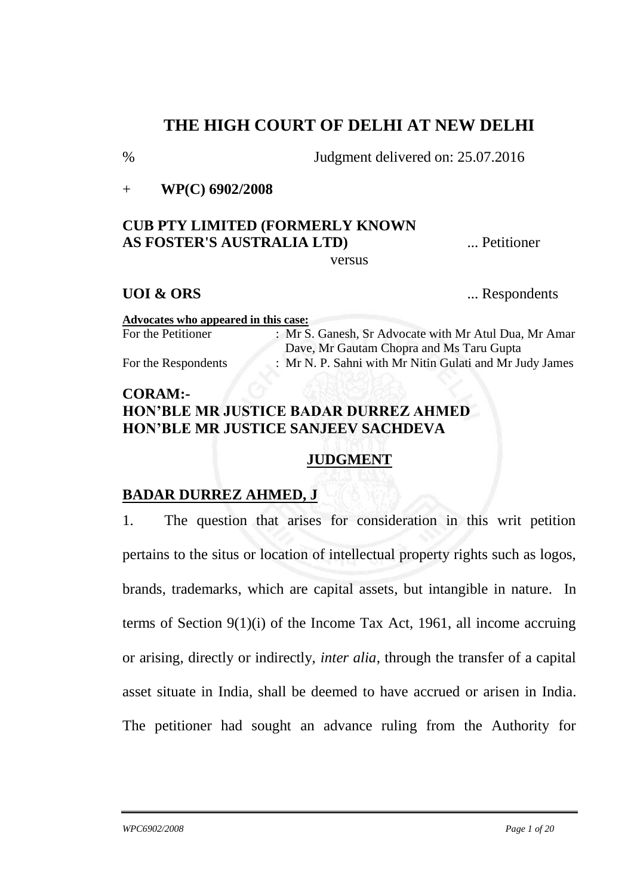# THE HIGH COURT OF DELHI AT NEW DELHI

% Judgment delivered on: 25.07.2016

+ **WP(C) 6902/2008**

**CUB PTY LIMITED (FORMERLY KNOWN AS FOSTER'S AUSTRALIA LTD)** ... Petitioner

versus

**UOI & ORS** ... Respondents

**Advocates who appeared in this case:**

For the Petitioner : Mr S. Ganesh, Sr Advocate with Mr Atul Dua, Mr Amar Dave, Mr Gautam Chopra and Ms Taru Gupta

For the Respondents : Mr N. P. Sahni with Mr Nitin Gulati and Mr Judy James

**CORAM:-**
**HON'BLE MR JUSTICE BADAR DURREZ AHMED**
**HON'BLE MR JUSTICE SANJEEV SACHDEVA**

## JUDGMENT

### BADAR DURREZ AHMED, J

1. The question that arises for consideration in this writ petition pertains to the situs or location of intellectual property rights such as logos, brands, trademarks, which are capital assets, but intangible in nature. In terms of Section 9(1)(i) of the Income Tax Act, 1961, all income accruing or arising, directly or indirectly, *inter alia*, through the transfer of a capital asset situate in India, shall be deemed to have accrued or arisen in India. The petitioner had sought an advance ruling from the Authority for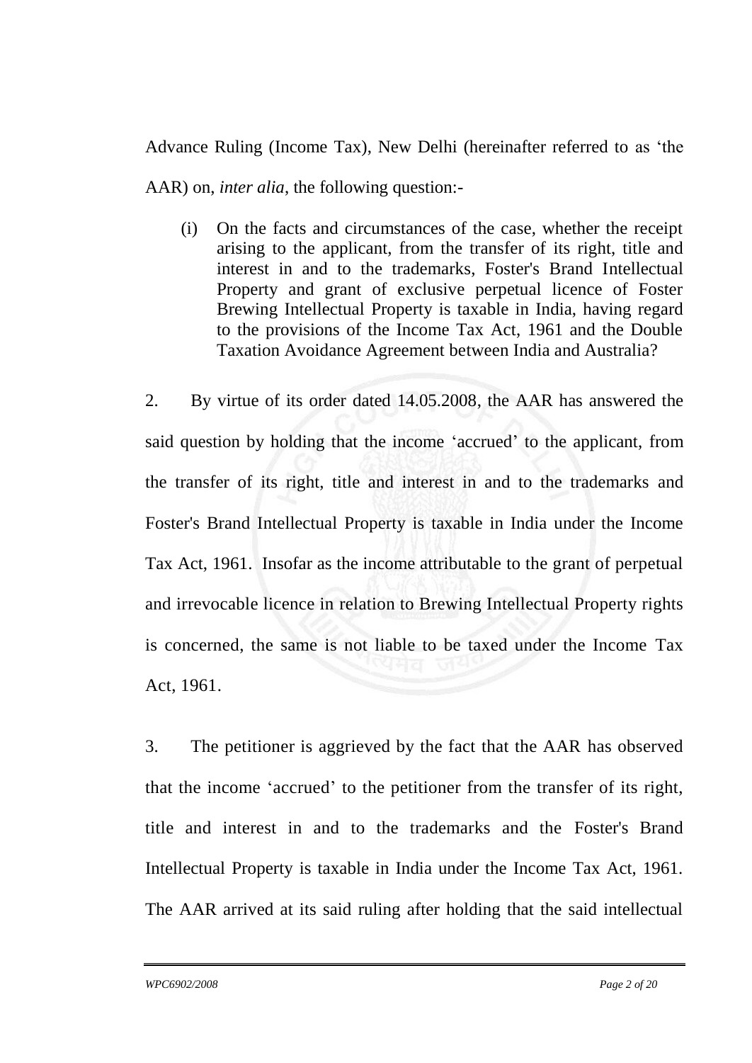Advance Ruling (Income Tax), New Delhi (hereinafter referred to as 'the AAR) on, *inter alia*, the following question:-

(i) On the facts and circumstances of the case, whether the receipt arising to the applicant, from the transfer of its right, title and interest in and to the trademarks, Foster's Brand Intellectual Property and grant of exclusive perpetual licence of Foster Brewing Intellectual Property is taxable in India, having regard to the provisions of the Income Tax Act, 1961 and the Double Taxation Avoidance Agreement between India and Australia?

2. By virtue of its order dated 14.05.2008, the AAR has answered the said question by holding that the income 'accrued' to the applicant, from the transfer of its right, title and interest in and to the trademarks and Foster's Brand Intellectual Property is taxable in India under the Income Tax Act, 1961. Insofar as the income attributable to the grant of perpetual and irrevocable licence in relation to Brewing Intellectual Property rights is concerned, the same is not liable to be taxed under the Income Tax Act, 1961.

3. The petitioner is aggrieved by the fact that the AAR has observed that the income 'accrued' to the petitioner from the transfer of its right, title and interest in and to the trademarks and the Foster's Brand Intellectual Property is taxable in India under the Income Tax Act, 1961. The AAR arrived at its said ruling after holding that the said intellectual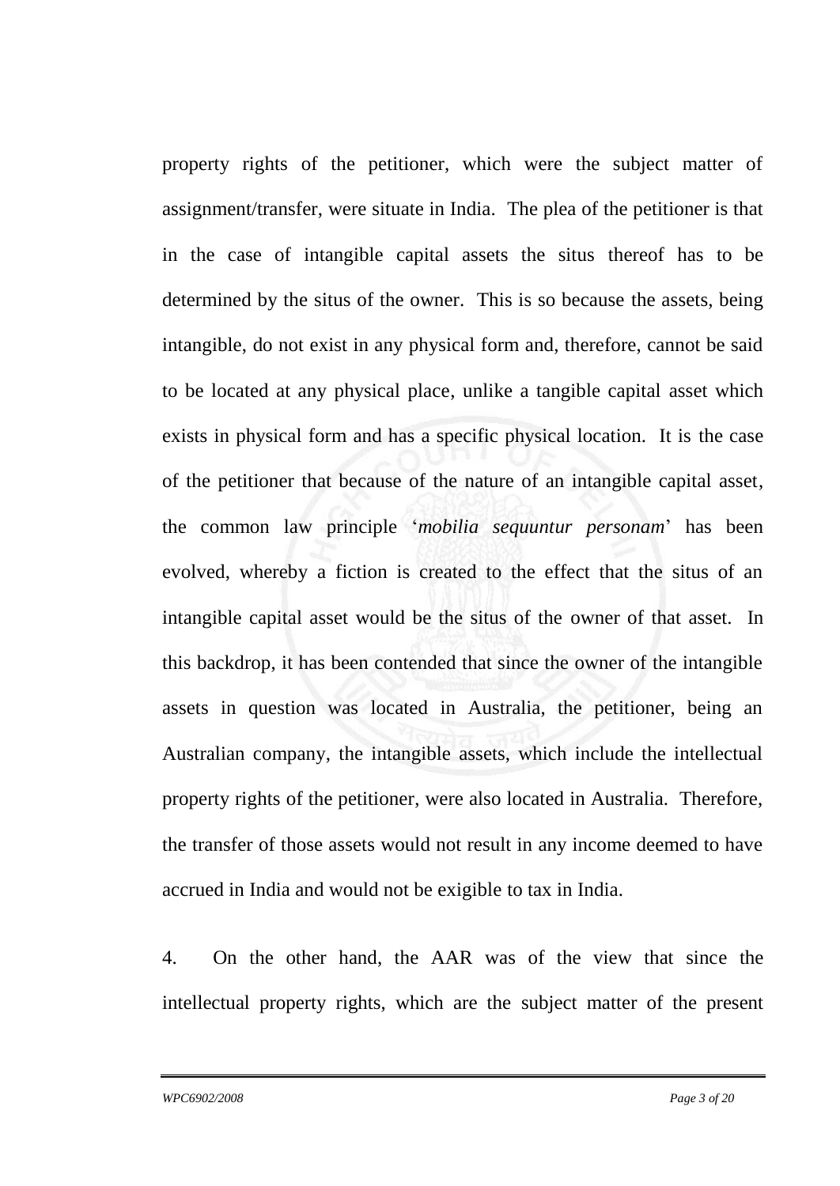property rights of the petitioner, which were the subject matter of assignment/transfer, were situate in India. The plea of the petitioner is that in the case of intangible capital assets the situs thereof has to be determined by the situs of the owner. This is so because the assets, being intangible, do not exist in any physical form and, therefore, cannot be said to be located at any physical place, unlike a tangible capital asset which exists in physical form and has a specific physical location. It is the case of the petitioner that because of the nature of an intangible capital asset, the common law principle '*mobilia sequuntur personam*' has been evolved, whereby a fiction is created to the effect that the situs of an intangible capital asset would be the situs of the owner of that asset. In this backdrop, it has been contended that since the owner of the intangible assets in question was located in Australia, the petitioner, being an Australian company, the intangible assets, which include the intellectual property rights of the petitioner, were also located in Australia. Therefore, the transfer of those assets would not result in any income deemed to have accrued in India and would not be exigible to tax in India.

4. On the other hand, the AAR was of the view that since the intellectual property rights, which are the subject matter of the present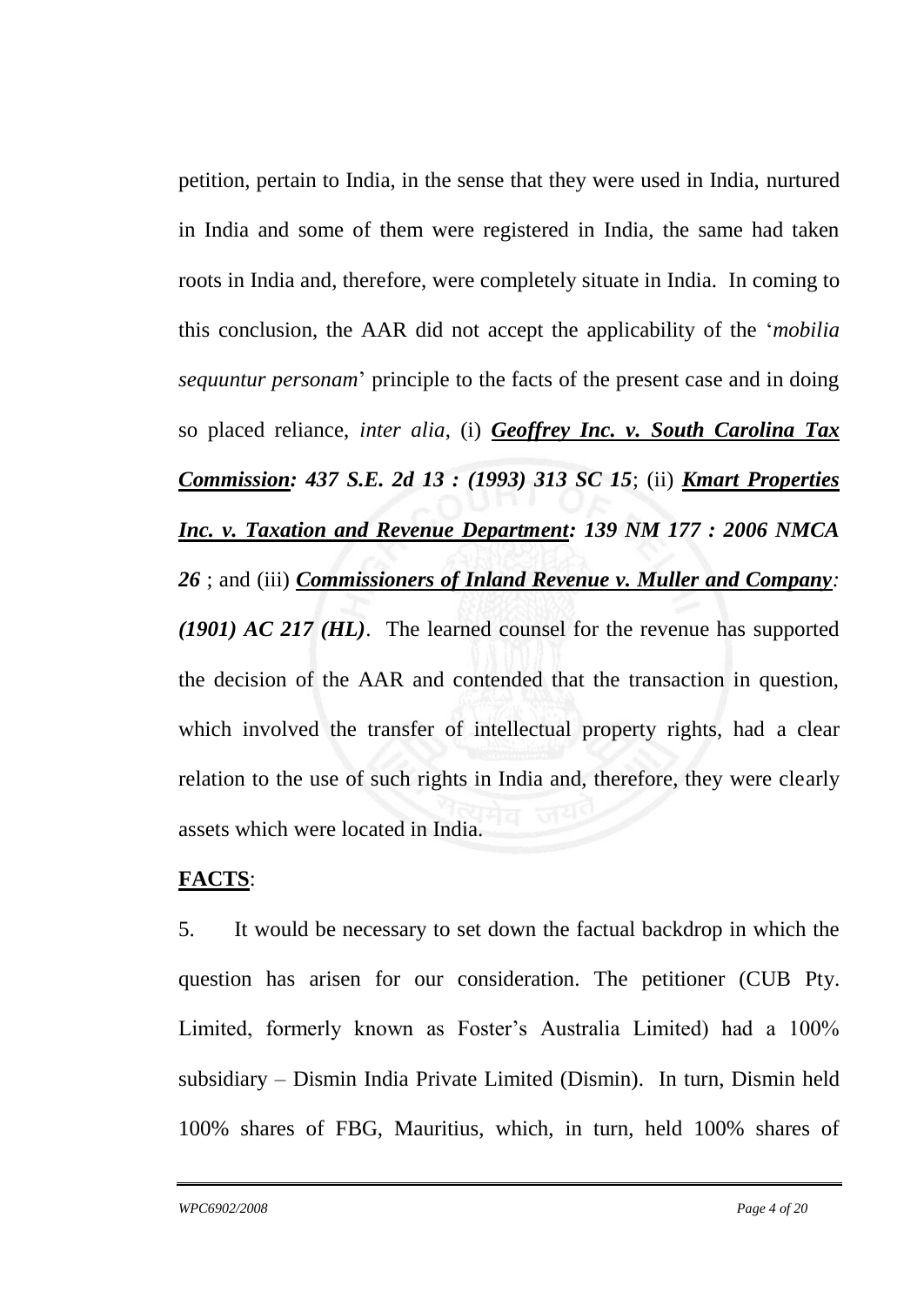petition, pertain to India, in the sense that they were used in India, nurtured in India and some of them were registered in India, the same had taken roots in India and, therefore, were completely situate in India. In coming to this conclusion, the AAR did not accept the applicability of the '*mobilia sequuntur personam*' principle to the facts of the present case and in doing so placed reliance, *inter alia*, (i) ***Geoffrey Inc. v. South Carolina Tax Commission: 437 S.E. 2d 13 : (1993) 313 SC 15***; (ii) ***Kmart Properties Inc. v. Taxation and Revenue Department: 139 NM 177 : 2006 NMCA 26*** ; and (iii) ***Commissioners of Inland Revenue v. Muller and Company: (1901) AC 217 (HL)***. The learned counsel for the revenue has supported the decision of the AAR and contended that the transaction in question, which involved the transfer of intellectual property rights, had a clear relation to the use of such rights in India and, therefore, they were clearly assets which were located in India.

**FACTS**:

5. It would be necessary to set down the factual backdrop in which the question has arisen for our consideration. The petitioner (CUB Pty. Limited, formerly known as Foster's Australia Limited) had a 100% subsidiary – Dismin India Private Limited (Dismin). In turn, Dismin held 100% shares of FBG, Mauritius, which, in turn, held 100% shares of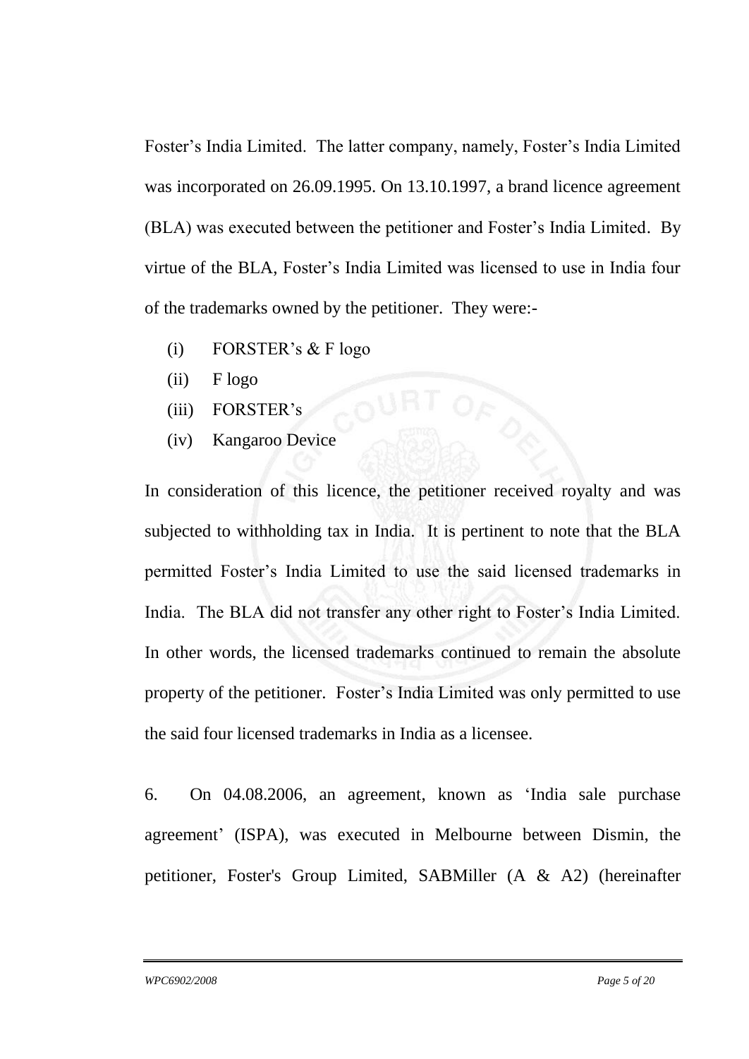Foster's India Limited. The latter company, namely, Foster's India Limited was incorporated on 26.09.1995. On 13.10.1997, a brand licence agreement (BLA) was executed between the petitioner and Foster's India Limited. By virtue of the BLA, Foster's India Limited was licensed to use in India four of the trademarks owned by the petitioner. They were:-

(i) FORSTER's & F logo
(ii) F logo
(iii) FORSTER's
(iv) Kangaroo Device

In consideration of this licence, the petitioner received royalty and was subjected to withholding tax in India. It is pertinent to note that the BLA permitted Foster's India Limited to use the said licensed trademarks in India. The BLA did not transfer any other right to Foster's India Limited. In other words, the licensed trademarks continued to remain the absolute property of the petitioner. Foster's India Limited was only permitted to use the said four licensed trademarks in India as a licensee.

6. On 04.08.2006, an agreement, known as 'India sale purchase agreement' (ISPA), was executed in Melbourne between Dismin, the petitioner, Foster's Group Limited, SABMiller (A & A2) (hereinafter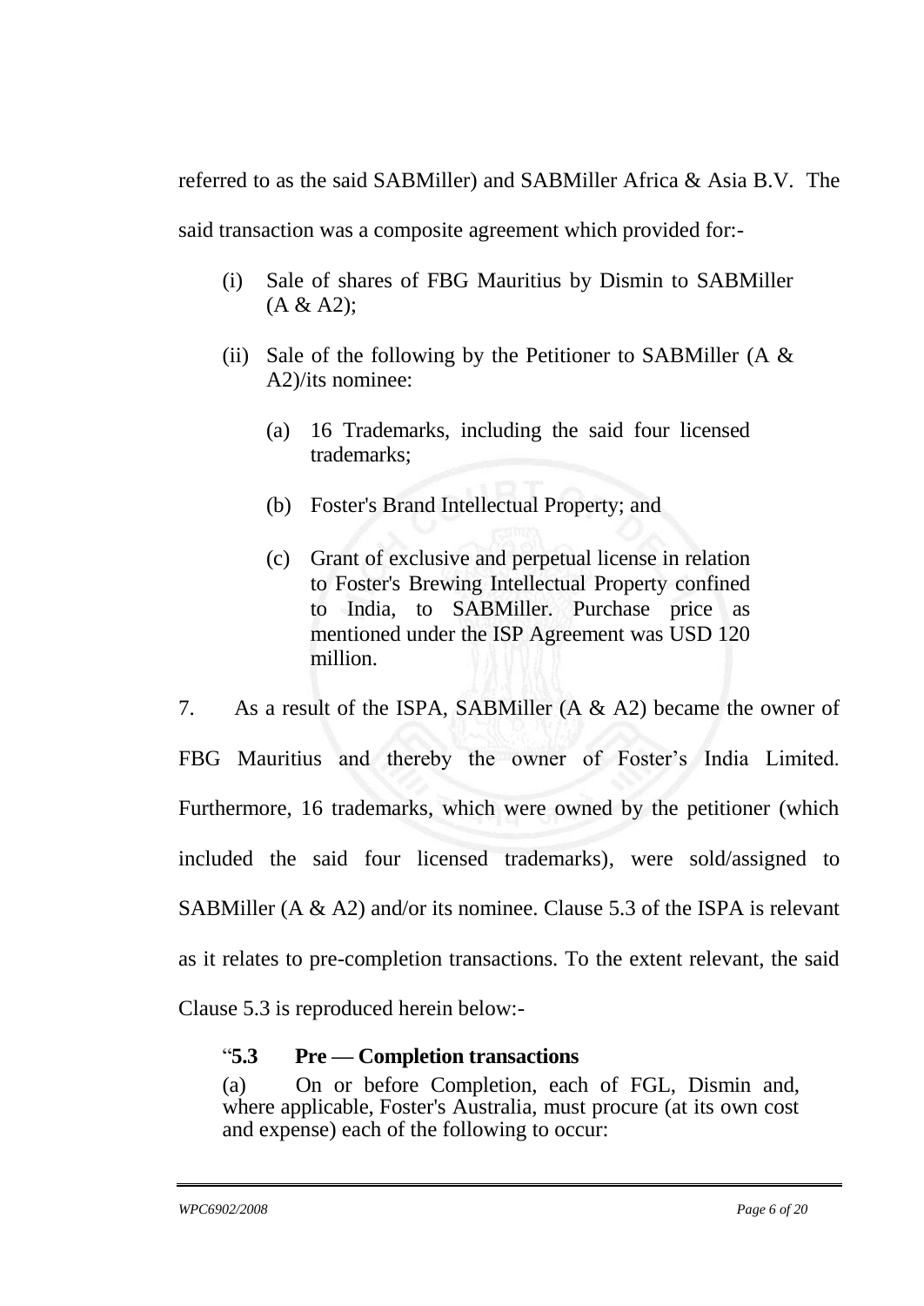referred to as the said SABMiller) and SABMiller Africa & Asia B.V. The said transaction was a composite agreement which provided for:-

(i) Sale of shares of FBG Mauritius by Dismin to SABMiller (A & A2);

(ii) Sale of the following by the Petitioner to SABMiller (A & A2)/its nominee:

  (a) 16 Trademarks, including the said four licensed trademarks;

  (b) Foster's Brand Intellectual Property; and

  (c) Grant of exclusive and perpetual license in relation to Foster's Brewing Intellectual Property confined to India, to SABMiller. Purchase price as mentioned under the ISP Agreement was USD 120 million.

7. As a result of the ISPA, SABMiller (A & A2) became the owner of FBG Mauritius and thereby the owner of Foster's India Limited. Furthermore, 16 trademarks, which were owned by the petitioner (which included the said four licensed trademarks), were sold/assigned to SABMiller (A & A2) and/or its nominee. Clause 5.3 of the ISPA is relevant as it relates to pre-completion transactions. To the extent relevant, the said Clause 5.3 is reproduced herein below:-

> "**5.3 Pre — Completion transactions**
>
> (a) On or before Completion, each of FGL, Dismin and, where applicable, Foster's Australia, must procure (at its own cost and expense) each of the following to occur: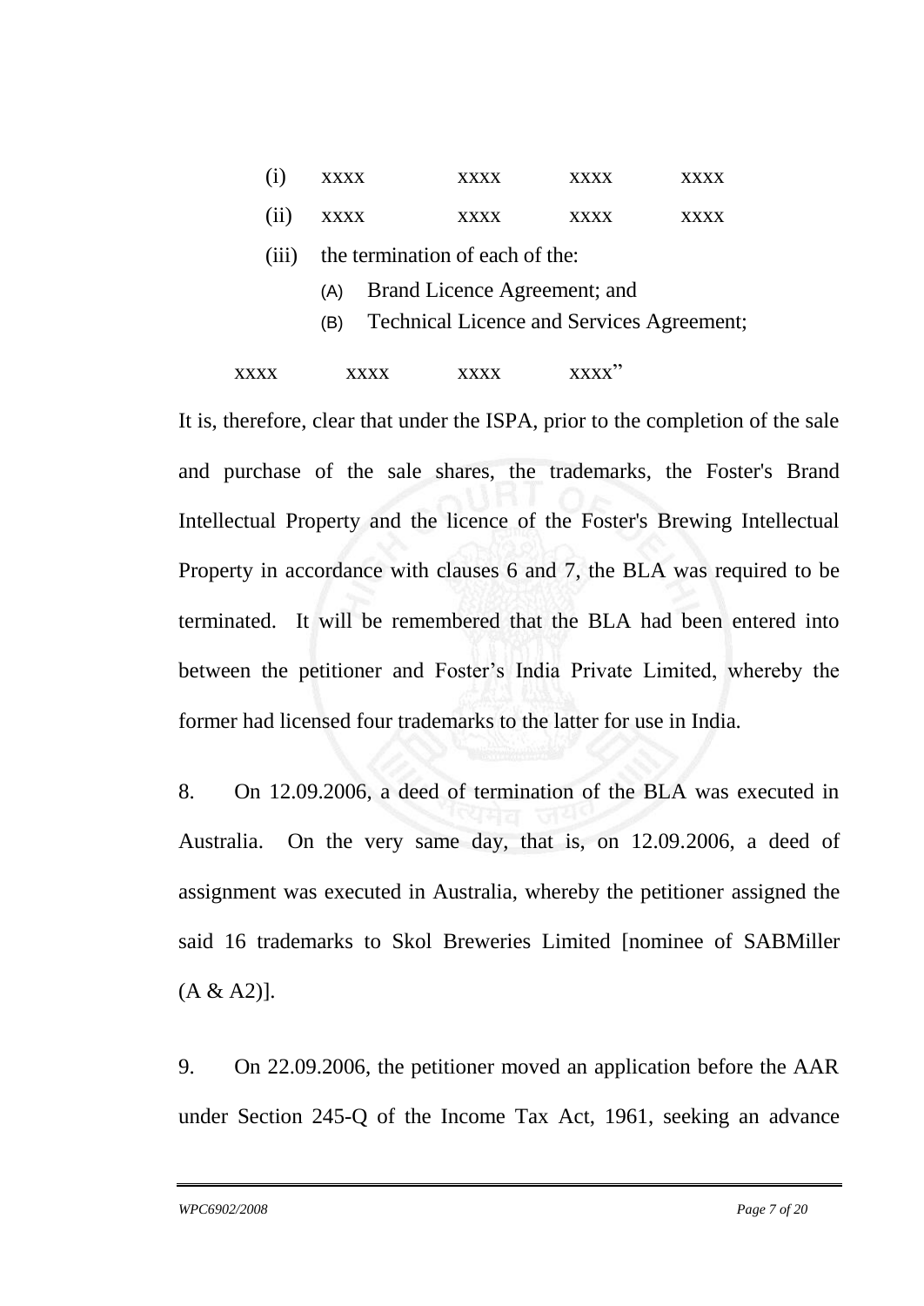(i) xxxx xxxx xxxx xxxx

(ii) xxxx xxxx xxxx xxxx

(iii) the termination of each of the:

  (A) Brand Licence Agreement; and

  (B) Technical Licence and Services Agreement;

xxxx xxxx xxxx xxxx"

It is, therefore, clear that under the ISPA, prior to the completion of the sale and purchase of the sale shares, the trademarks, the Foster's Brand Intellectual Property and the licence of the Foster's Brewing Intellectual Property in accordance with clauses 6 and 7, the BLA was required to be terminated. It will be remembered that the BLA had been entered into between the petitioner and Foster's India Private Limited, whereby the former had licensed four trademarks to the latter for use in India.

8. On 12.09.2006, a deed of termination of the BLA was executed in Australia. On the very same day, that is, on 12.09.2006, a deed of assignment was executed in Australia, whereby the petitioner assigned the said 16 trademarks to Skol Breweries Limited [nominee of SABMiller (A & A2)].

9. On 22.09.2006, the petitioner moved an application before the AAR under Section 245-Q of the Income Tax Act, 1961, seeking an advance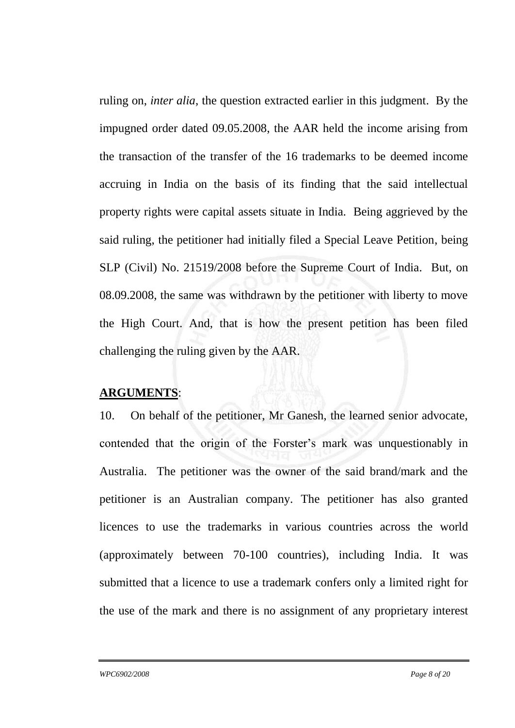ruling on, *inter alia*, the question extracted earlier in this judgment. By the impugned order dated 09.05.2008, the AAR held the income arising from the transaction of the transfer of the 16 trademarks to be deemed income accruing in India on the basis of its finding that the said intellectual property rights were capital assets situate in India. Being aggrieved by the said ruling, the petitioner had initially filed a Special Leave Petition, being SLP (Civil) No. 21519/2008 before the Supreme Court of India. But, on 08.09.2008, the same was withdrawn by the petitioner with liberty to move the High Court. And, that is how the present petition has been filed challenging the ruling given by the AAR.

**ARGUMENTS**:

10. On behalf of the petitioner, Mr Ganesh, the learned senior advocate, contended that the origin of the Forster's mark was unquestionably in Australia. The petitioner was the owner of the said brand/mark and the petitioner is an Australian company. The petitioner has also granted licences to use the trademarks in various countries across the world (approximately between 70-100 countries), including India. It was submitted that a licence to use a trademark confers only a limited right for the use of the mark and there is no assignment of any proprietary interest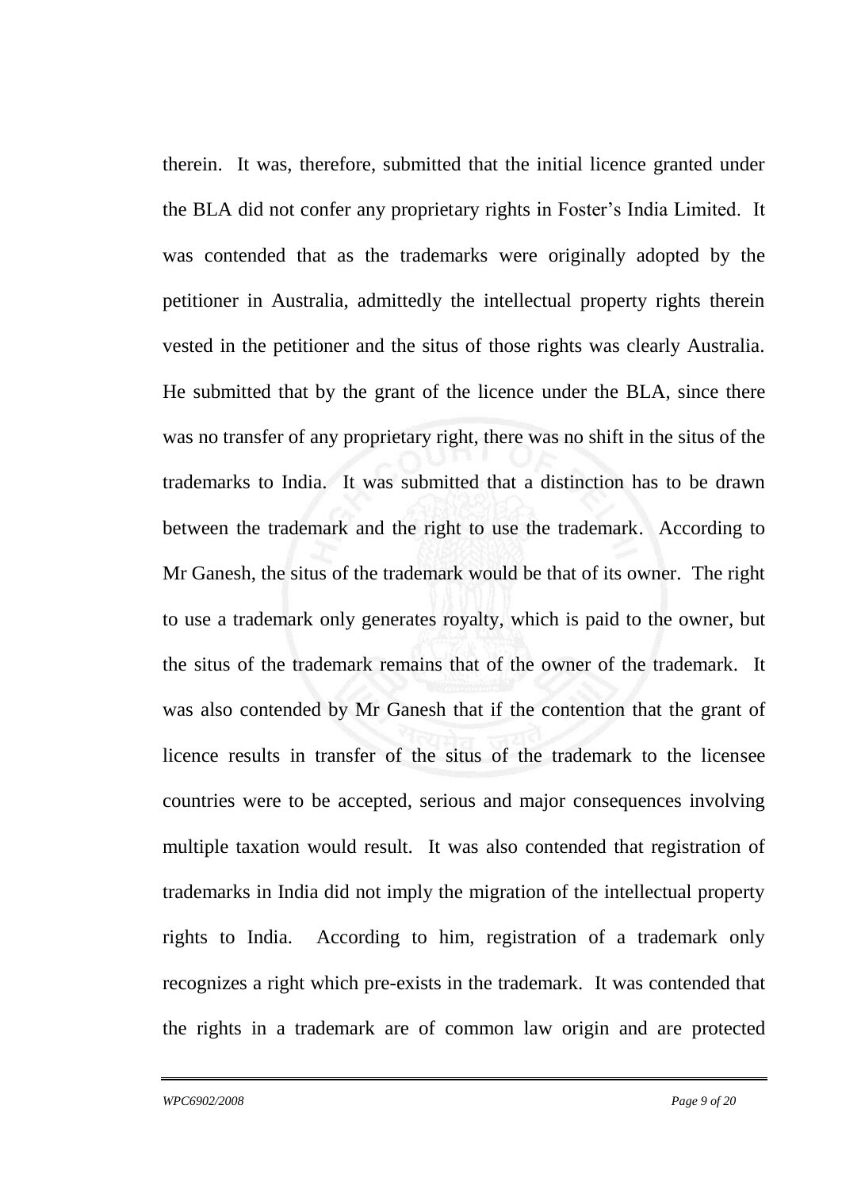therein. It was, therefore, submitted that the initial licence granted under the BLA did not confer any proprietary rights in Foster's India Limited. It was contended that as the trademarks were originally adopted by the petitioner in Australia, admittedly the intellectual property rights therein vested in the petitioner and the situs of those rights was clearly Australia. He submitted that by the grant of the licence under the BLA, since there was no transfer of any proprietary right, there was no shift in the situs of the trademarks to India. It was submitted that a distinction has to be drawn between the trademark and the right to use the trademark. According to Mr Ganesh, the situs of the trademark would be that of its owner. The right to use a trademark only generates royalty, which is paid to the owner, but the situs of the trademark remains that of the owner of the trademark. It was also contended by Mr Ganesh that if the contention that the grant of licence results in transfer of the situs of the trademark to the licensee countries were to be accepted, serious and major consequences involving multiple taxation would result. It was also contended that registration of trademarks in India did not imply the migration of the intellectual property rights to India. According to him, registration of a trademark only recognizes a right which pre-exists in the trademark. It was contended that the rights in a trademark are of common law origin and are protected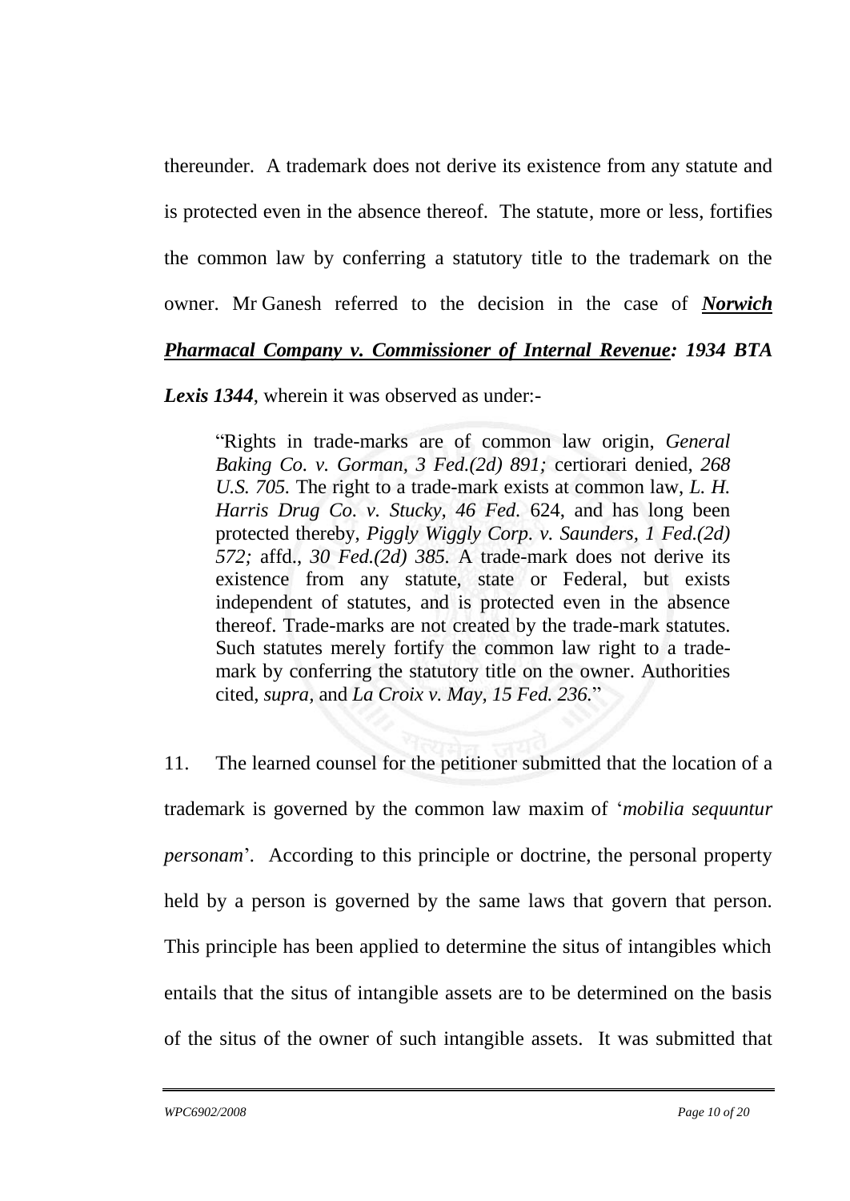thereunder. A trademark does not derive its existence from any statute and is protected even in the absence thereof. The statute, more or less, fortifies the common law by conferring a statutory title to the trademark on the owner. Mr Ganesh referred to the decision in the case of ***Norwich Pharmacal Company v. Commissioner of Internal Revenue*: *1934 BTA Lexis 1344***, wherein it was observed as under:-

> "Rights in trade-marks are of common law origin, *General Baking Co. v. Gorman, 3 Fed.(2d) 891;* certiorari denied, *268 U.S. 705.* The right to a trade-mark exists at common law, *L. H. Harris Drug Co. v. Stucky, 46 Fed.* 624, and has long been protected thereby, *Piggly Wiggly Corp. v. Saunders, 1 Fed.(2d) 572;* affd., *30 Fed.(2d) 385.* A trade-mark does not derive its existence from any statute, state or Federal, but exists independent of statutes, and is protected even in the absence thereof. Trade-marks are not created by the trade-mark statutes. Such statutes merely fortify the common law right to a trade-mark by conferring the statutory title on the owner. Authorities cited, *supra,* and *La Croix v. May, 15 Fed. 236.*"

11. The learned counsel for the petitioner submitted that the location of a trademark is governed by the common law maxim of '*mobilia sequuntur personam*'. According to this principle or doctrine, the personal property held by a person is governed by the same laws that govern that person. This principle has been applied to determine the situs of intangibles which entails that the situs of intangible assets are to be determined on the basis of the situs of the owner of such intangible assets. It was submitted that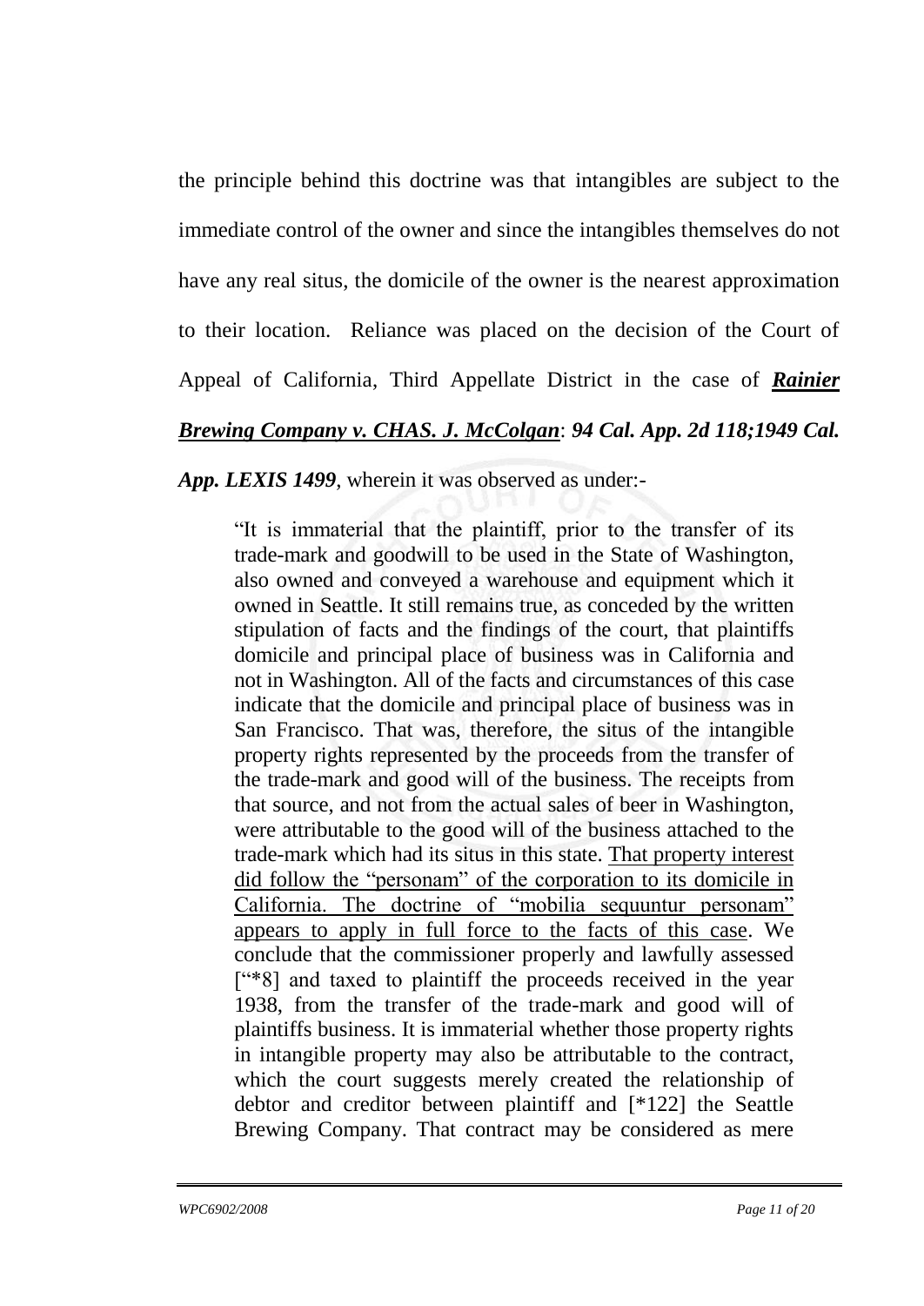the principle behind this doctrine was that intangibles are subject to the immediate control of the owner and since the intangibles themselves do not have any real situs, the domicile of the owner is the nearest approximation to their location. Reliance was placed on the decision of the Court of Appeal of California, Third Appellate District in the case of ***Rainier Brewing Company v. CHAS. J. McColgan***: ***94 Cal. App. 2d 118;1949 Cal. App. LEXIS 1499***, wherein it was observed as under:-

> "It is immaterial that the plaintiff, prior to the transfer of its trade-mark and goodwill to be used in the State of Washington, also owned and conveyed a warehouse and equipment which it owned in Seattle. It still remains true, as conceded by the written stipulation of facts and the findings of the court, that plaintiffs domicile and principal place of business was in California and not in Washington. All of the facts and circumstances of this case indicate that the domicile and principal place of business was in San Francisco. That was, therefore, the situs of the intangible property rights represented by the proceeds from the transfer of the trade-mark and good will of the business. The receipts from that source, and not from the actual sales of beer in Washington, were attributable to the good will of the business attached to the trade-mark which had its situs in this state. <u>That property interest did follow the "personam" of the corporation to its domicile in California. The doctrine of "mobilia sequuntur personam" appears to apply in full force to the facts of this case</u>. We conclude that the commissioner properly and lawfully assessed ["*8] and taxed to plaintiff the proceeds received in the year 1938, from the transfer of the trade-mark and good will of plaintiffs business. It is immaterial whether those property rights in intangible property may also be attributable to the contract, which the court suggests merely created the relationship of debtor and creditor between plaintiff and [*122] the Seattle Brewing Company. That contract may be considered as mere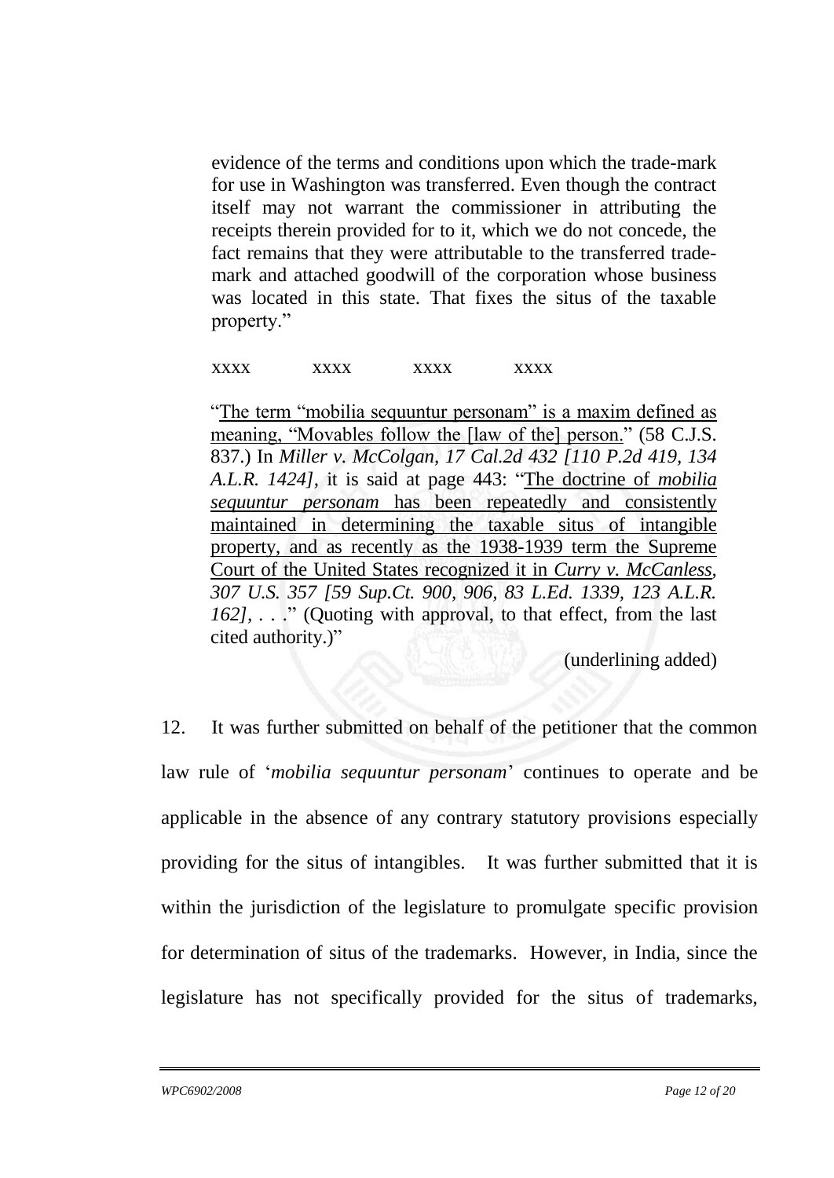> evidence of the terms and conditions upon which the trade-mark for use in Washington was transferred. Even though the contract itself may not warrant the commissioner in attributing the receipts therein provided for to it, which we do not concede, the fact remains that they were attributable to the transferred trade-mark and attached goodwill of the corporation whose business was located in this state. That fixes the situs of the taxable property."
>
> xxxx xxxx xxxx xxxx
>
> "<u>The term "mobilia sequuntur personam" is a maxim defined as meaning, "Movables follow the [law of the] person.</u>" (58 C.J.S. 837.) In *Miller v. McColgan, 17 Cal.2d 432 [110 P.2d 419, 134 A.L.R. 1424]*, it is said at page 443: "<u>The doctrine of *mobilia sequuntur personam* has been repeatedly and consistently maintained in determining the taxable situs of intangible property, and as recently as the 1938-1939 term the Supreme Court of the United States recognized it in</u> *Curry v. McCanless, 307 U.S. 357 [59 Sup.Ct. 900, 906, 83 L.Ed. 1339, 123 A.L.R. 162]*, . . ." (Quoting with approval, to that effect, from the last cited authority.)"
>
> (underlining added)

12. It was further submitted on behalf of the petitioner that the common law rule of '*mobilia sequuntur personam*' continues to operate and be applicable in the absence of any contrary statutory provisions especially providing for the situs of intangibles. It was further submitted that it is within the jurisdiction of the legislature to promulgate specific provision for determination of situs of the trademarks. However, in India, since the legislature has not specifically provided for the situs of trademarks,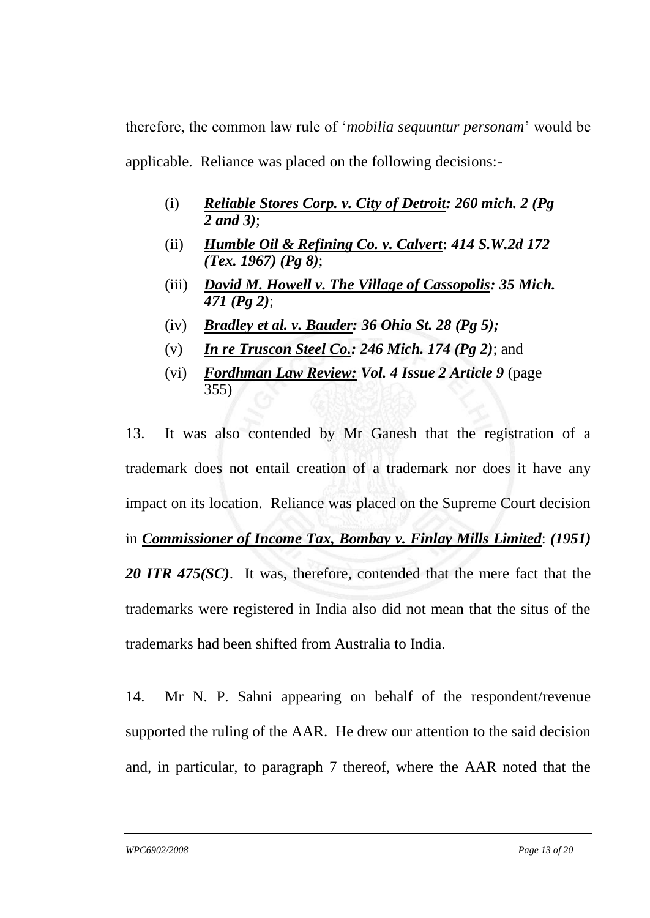therefore, the common law rule of '*mobilia sequuntur personam*' would be applicable. Reliance was placed on the following decisions:-

(i) ***Reliable Stores Corp. v. City of Detroit**: 260 mich. 2 (Pg 2 and 3)*;

(ii) ***Humble Oil & Refining Co. v. Calvert**: 414 S.W.2d 172 (Tex. 1967) (Pg 8)*;

(iii) ***David M. Howell v. The Village of Cassopolis**: 35 Mich. 471 (Pg 2)*;

(iv) ***Bradley et al. v. Bauder**: 36 Ohio St. 28 (Pg 5);*

(v) ***In re Truscon Steel Co.**: 246 Mich. 174 (Pg 2)*; and

(vi) ***Fordhman Law Review**: Vol. 4 Issue 2 Article 9* (page 355)

13. It was also contended by Mr Ganesh that the registration of a trademark does not entail creation of a trademark nor does it have any impact on its location. Reliance was placed on the Supreme Court decision in ***Commissioner of Income Tax, Bombay v. Finlay Mills Limited**: (1951) 20 ITR 475(SC)*. It was, therefore, contended that the mere fact that the trademarks were registered in India also did not mean that the situs of the trademarks had been shifted from Australia to India.

14. Mr N. P. Sahni appearing on behalf of the respondent/revenue supported the ruling of the AAR. He drew our attention to the said decision and, in particular, to paragraph 7 thereof, where the AAR noted that the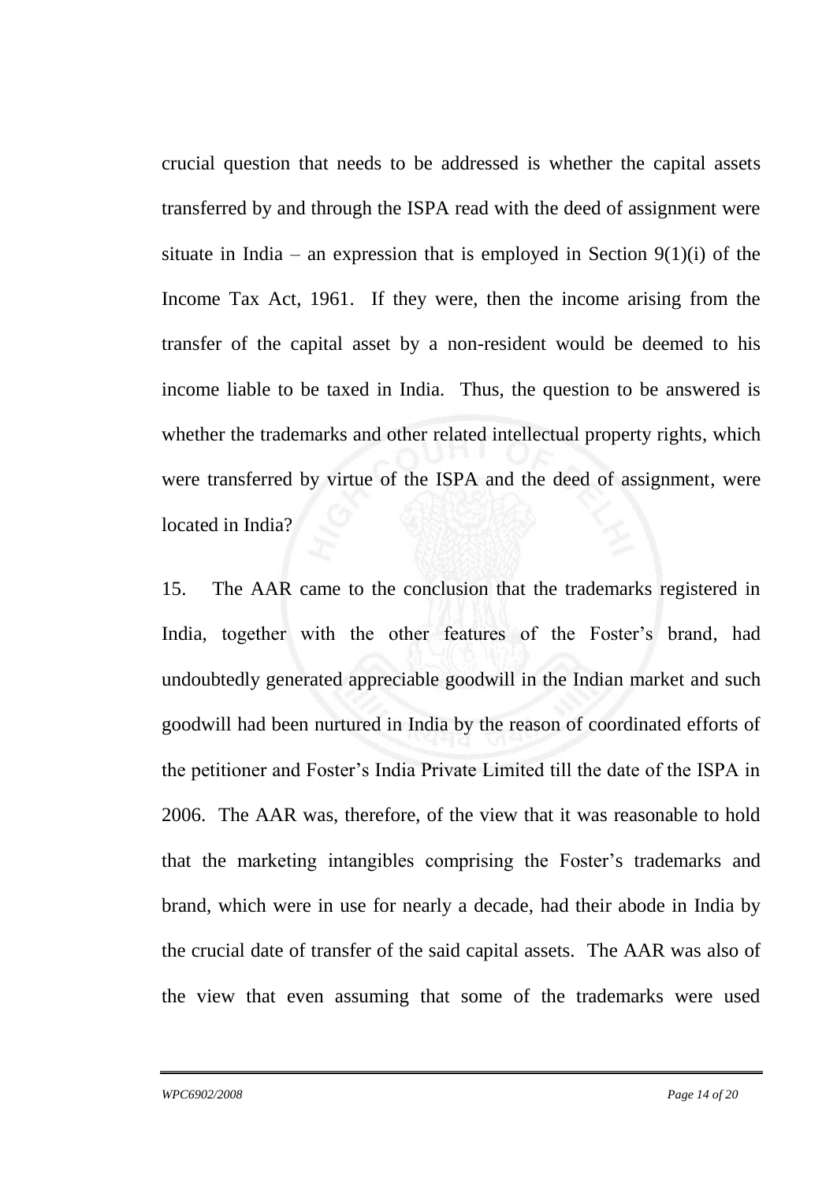crucial question that needs to be addressed is whether the capital assets transferred by and through the ISPA read with the deed of assignment were situate in India – an expression that is employed in Section 9(1)(i) of the Income Tax Act, 1961. If they were, then the income arising from the transfer of the capital asset by a non-resident would be deemed to his income liable to be taxed in India. Thus, the question to be answered is whether the trademarks and other related intellectual property rights, which were transferred by virtue of the ISPA and the deed of assignment, were located in India?

15. The AAR came to the conclusion that the trademarks registered in India, together with the other features of the Foster's brand, had undoubtedly generated appreciable goodwill in the Indian market and such goodwill had been nurtured in India by the reason of coordinated efforts of the petitioner and Foster's India Private Limited till the date of the ISPA in 2006. The AAR was, therefore, of the view that it was reasonable to hold that the marketing intangibles comprising the Foster's trademarks and brand, which were in use for nearly a decade, had their abode in India by the crucial date of transfer of the said capital assets. The AAR was also of the view that even assuming that some of the trademarks were used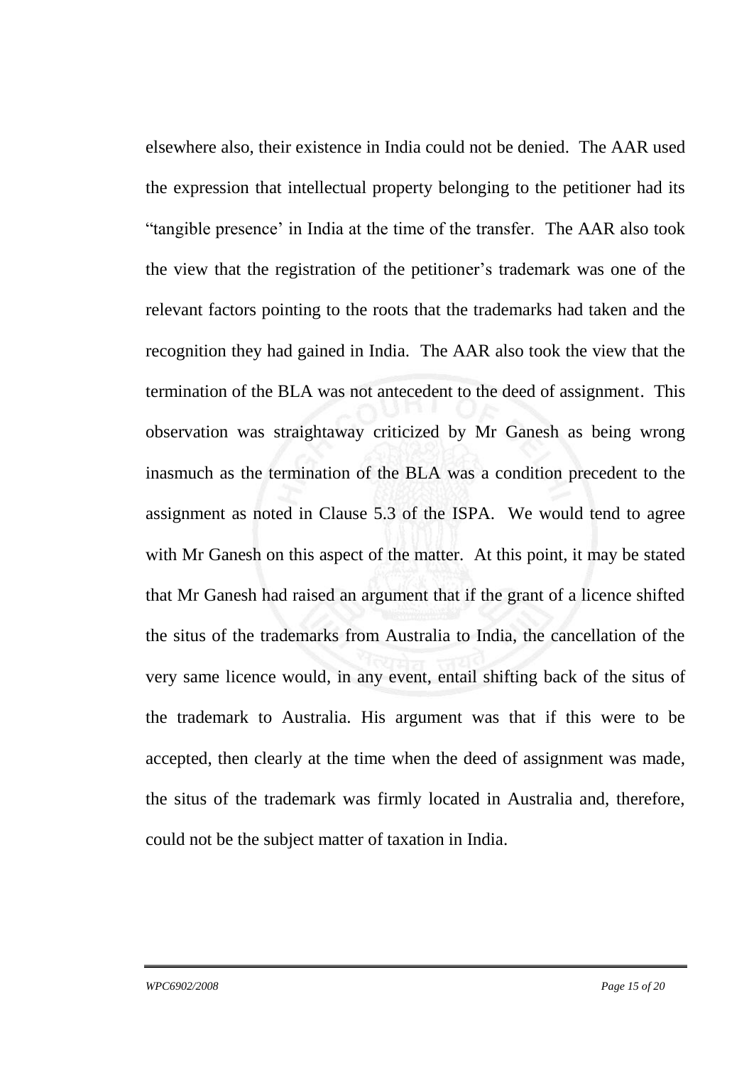elsewhere also, their existence in India could not be denied. The AAR used the expression that intellectual property belonging to the petitioner had its "tangible presence' in India at the time of the transfer. The AAR also took the view that the registration of the petitioner's trademark was one of the relevant factors pointing to the roots that the trademarks had taken and the recognition they had gained in India. The AAR also took the view that the termination of the BLA was not antecedent to the deed of assignment. This observation was straightaway criticized by Mr Ganesh as being wrong inasmuch as the termination of the BLA was a condition precedent to the assignment as noted in Clause 5.3 of the ISPA. We would tend to agree with Mr Ganesh on this aspect of the matter. At this point, it may be stated that Mr Ganesh had raised an argument that if the grant of a licence shifted the situs of the trademarks from Australia to India, the cancellation of the very same licence would, in any event, entail shifting back of the situs of the trademark to Australia. His argument was that if this were to be accepted, then clearly at the time when the deed of assignment was made, the situs of the trademark was firmly located in Australia and, therefore, could not be the subject matter of taxation in India.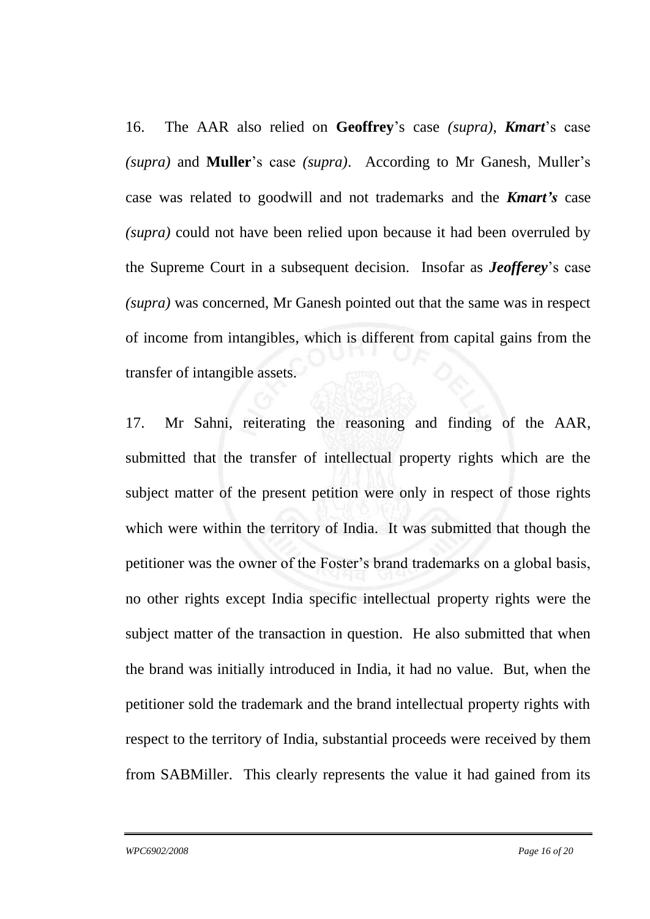16. The AAR also relied on **Geoffrey**'s case *(supra)*, ***Kmart***'s case *(supra)* and **Muller**'s case *(supra)*. According to Mr Ganesh, Muller's case was related to goodwill and not trademarks and the ***Kmart's*** case *(supra)* could not have been relied upon because it had been overruled by the Supreme Court in a subsequent decision. Insofar as ***Jeofferey***'s case *(supra)* was concerned, Mr Ganesh pointed out that the same was in respect of income from intangibles, which is different from capital gains from the transfer of intangible assets.

17. Mr Sahni, reiterating the reasoning and finding of the AAR, submitted that the transfer of intellectual property rights which are the subject matter of the present petition were only in respect of those rights which were within the territory of India. It was submitted that though the petitioner was the owner of the Foster's brand trademarks on a global basis, no other rights except India specific intellectual property rights were the subject matter of the transaction in question. He also submitted that when the brand was initially introduced in India, it had no value. But, when the petitioner sold the trademark and the brand intellectual property rights with respect to the territory of India, substantial proceeds were received by them from SABMiller. This clearly represents the value it had gained from its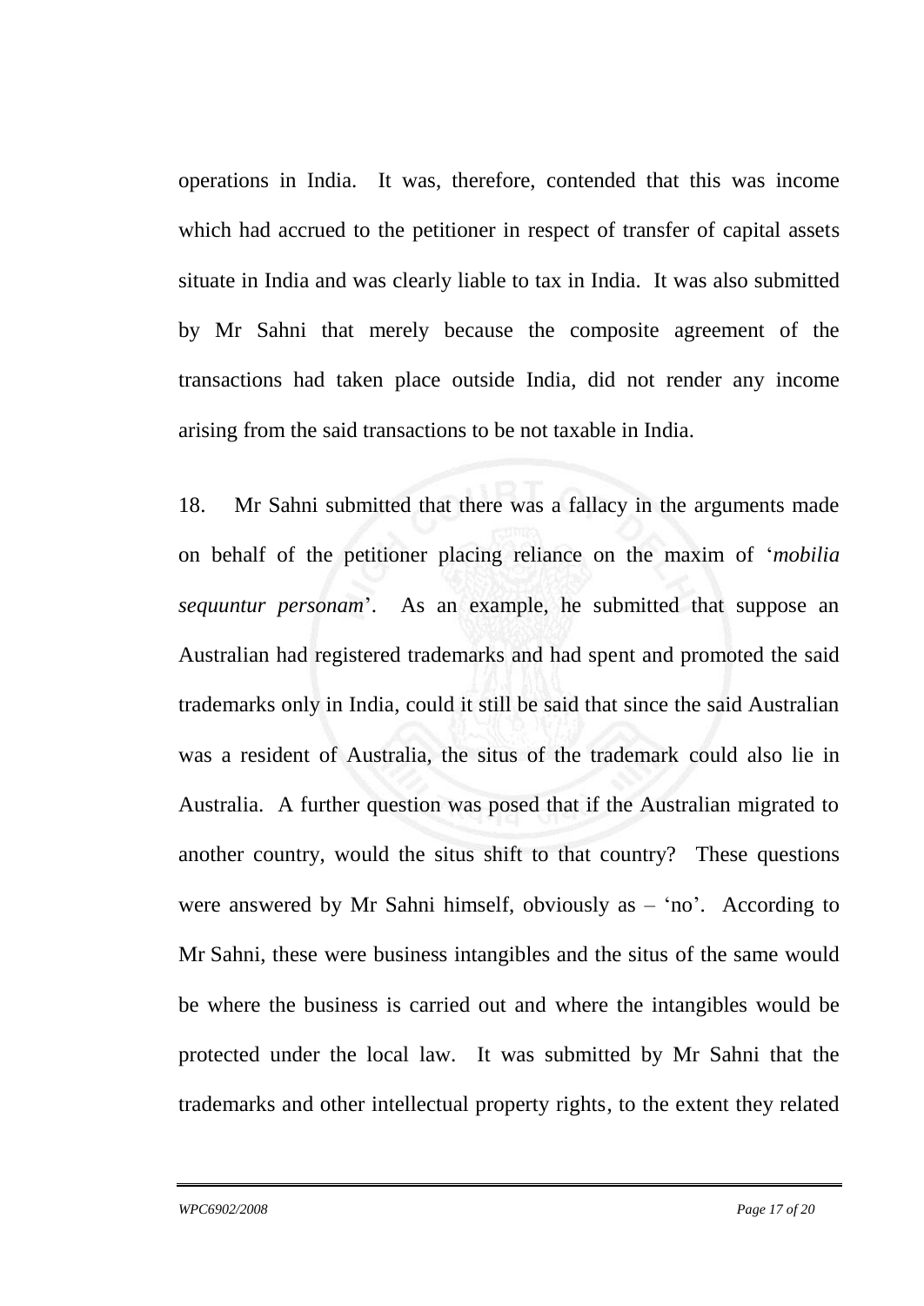operations in India. It was, therefore, contended that this was income which had accrued to the petitioner in respect of transfer of capital assets situate in India and was clearly liable to tax in India. It was also submitted by Mr Sahni that merely because the composite agreement of the transactions had taken place outside India, did not render any income arising from the said transactions to be not taxable in India.

18. Mr Sahni submitted that there was a fallacy in the arguments made on behalf of the petitioner placing reliance on the maxim of '*mobilia sequuntur personam*'. As an example, he submitted that suppose an Australian had registered trademarks and had spent and promoted the said trademarks only in India, could it still be said that since the said Australian was a resident of Australia, the situs of the trademark could also lie in Australia. A further question was posed that if the Australian migrated to another country, would the situs shift to that country? These questions were answered by Mr Sahni himself, obviously as – 'no'. According to Mr Sahni, these were business intangibles and the situs of the same would be where the business is carried out and where the intangibles would be protected under the local law. It was submitted by Mr Sahni that the trademarks and other intellectual property rights, to the extent they related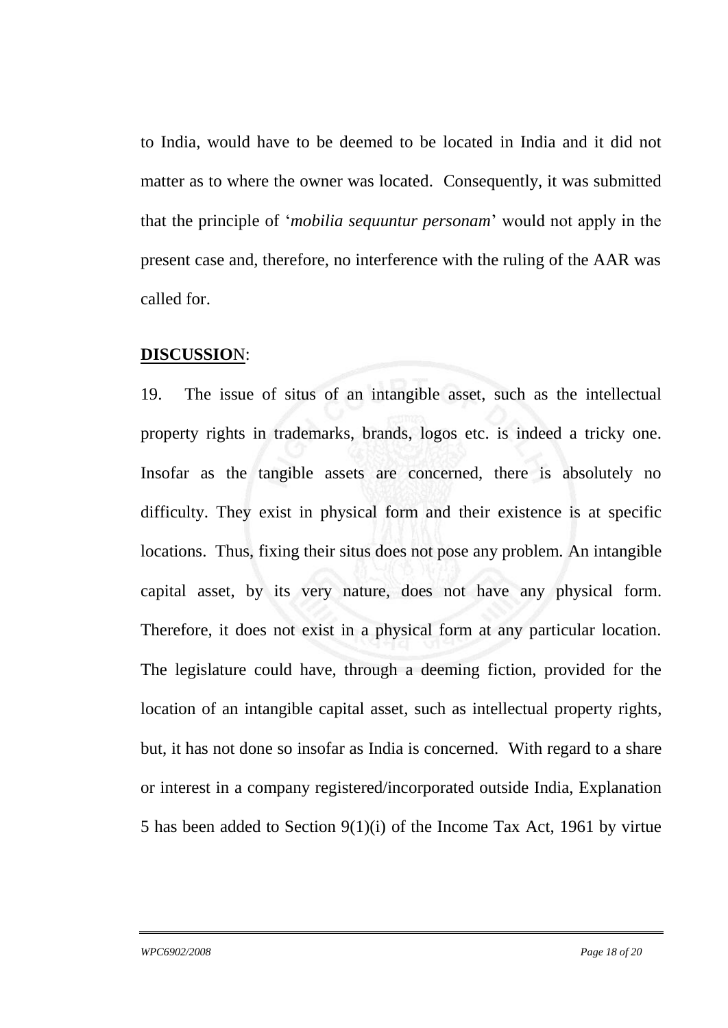to India, would have to be deemed to be located in India and it did not matter as to where the owner was located. Consequently, it was submitted that the principle of '*mobilia sequuntur personam*' would not apply in the present case and, therefore, no interference with the ruling of the AAR was called for.

**DISCUSSION**:

19. The issue of situs of an intangible asset, such as the intellectual property rights in trademarks, brands, logos etc. is indeed a tricky one. Insofar as the tangible assets are concerned, there is absolutely no difficulty. They exist in physical form and their existence is at specific locations. Thus, fixing their situs does not pose any problem. An intangible capital asset, by its very nature, does not have any physical form. Therefore, it does not exist in a physical form at any particular location. The legislature could have, through a deeming fiction, provided for the location of an intangible capital asset, such as intellectual property rights, but, it has not done so insofar as India is concerned. With regard to a share or interest in a company registered/incorporated outside India, Explanation 5 has been added to Section 9(1)(i) of the Income Tax Act, 1961 by virtue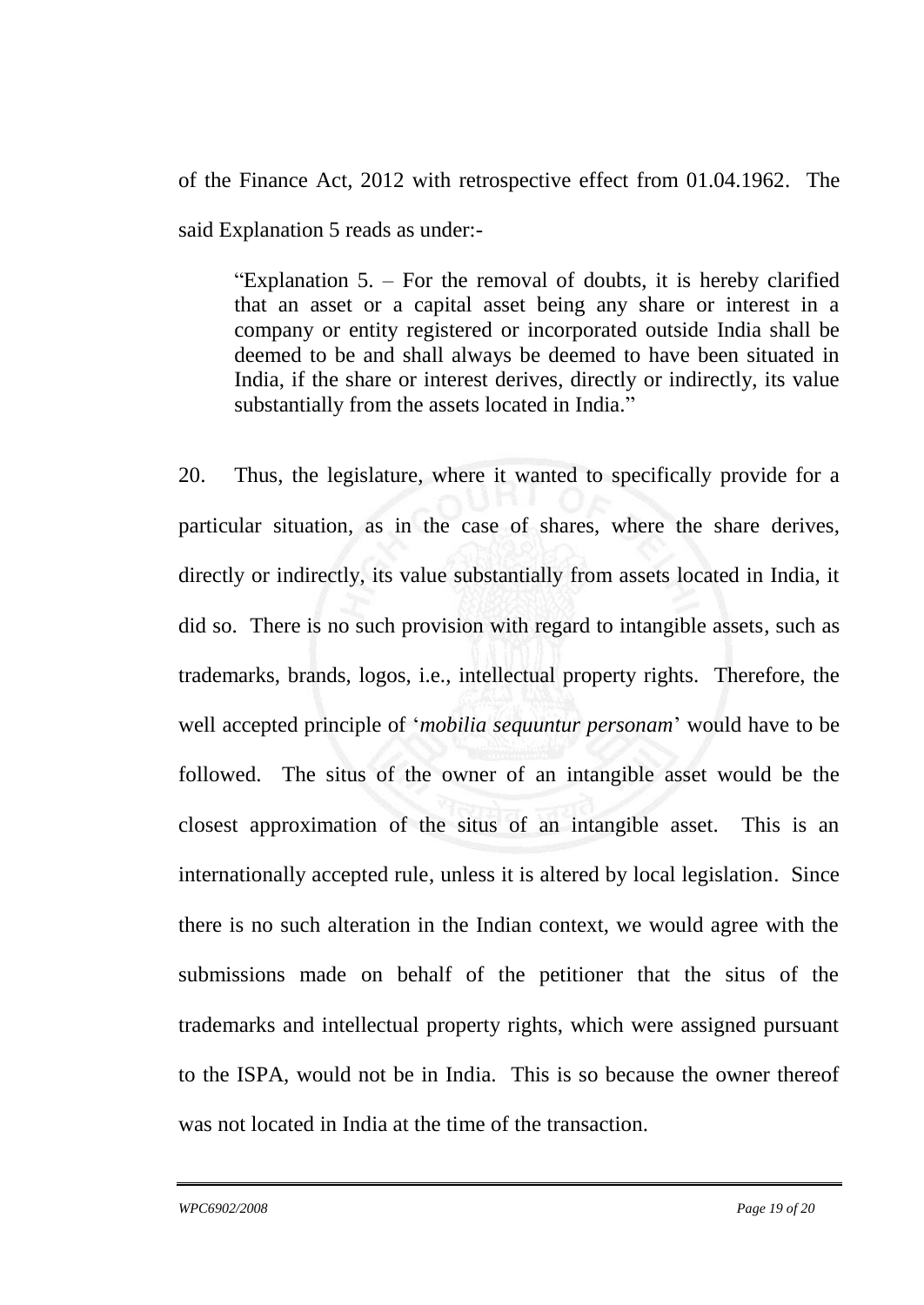of the Finance Act, 2012 with retrospective effect from 01.04.1962. The said Explanation 5 reads as under:-

> "Explanation 5. – For the removal of doubts, it is hereby clarified that an asset or a capital asset being any share or interest in a company or entity registered or incorporated outside India shall be deemed to be and shall always be deemed to have been situated in India, if the share or interest derives, directly or indirectly, its value substantially from the assets located in India."

20. Thus, the legislature, where it wanted to specifically provide for a particular situation, as in the case of shares, where the share derives, directly or indirectly, its value substantially from assets located in India, it did so. There is no such provision with regard to intangible assets, such as trademarks, brands, logos, i.e., intellectual property rights. Therefore, the well accepted principle of '*mobilia sequuntur personam*' would have to be followed. The situs of the owner of an intangible asset would be the closest approximation of the situs of an intangible asset. This is an internationally accepted rule, unless it is altered by local legislation. Since there is no such alteration in the Indian context, we would agree with the submissions made on behalf of the petitioner that the situs of the trademarks and intellectual property rights, which were assigned pursuant to the ISPA, would not be in India. This is so because the owner thereof was not located in India at the time of the transaction.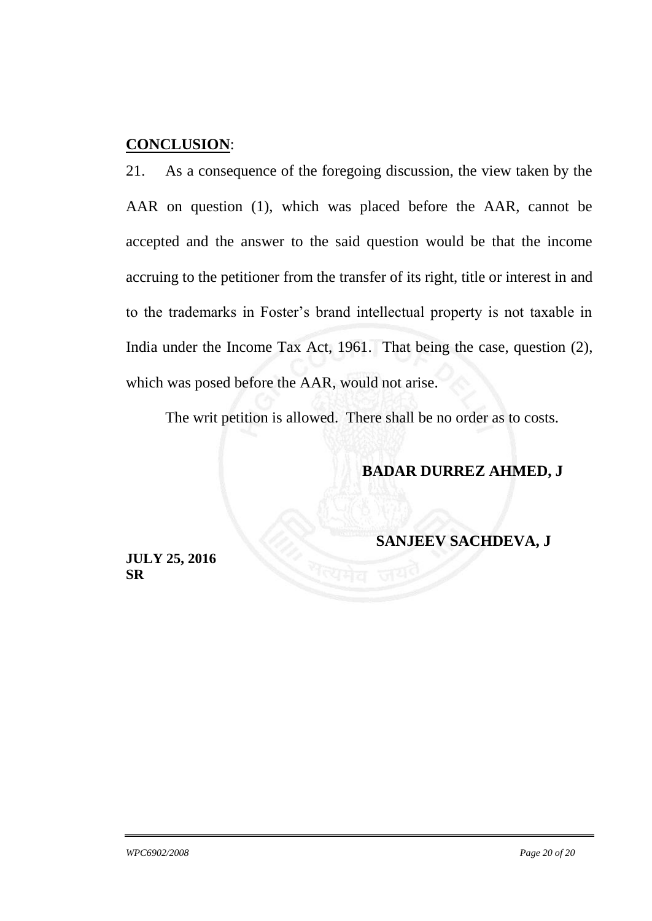**CONCLUSION**:

21. As a consequence of the foregoing discussion, the view taken by the AAR on question (1), which was placed before the AAR, cannot be accepted and the answer to the said question would be that the income accruing to the petitioner from the transfer of its right, title or interest in and to the trademarks in Foster's brand intellectual property is not taxable in India under the Income Tax Act, 1961. That being the case, question (2), which was posed before the AAR, would not arise.

The writ petition is allowed. There shall be no order as to costs.

**BADAR DURREZ AHMED, J**

**SANJEEV SACHDEVA, J**

**JULY 25, 2016**
**SR**